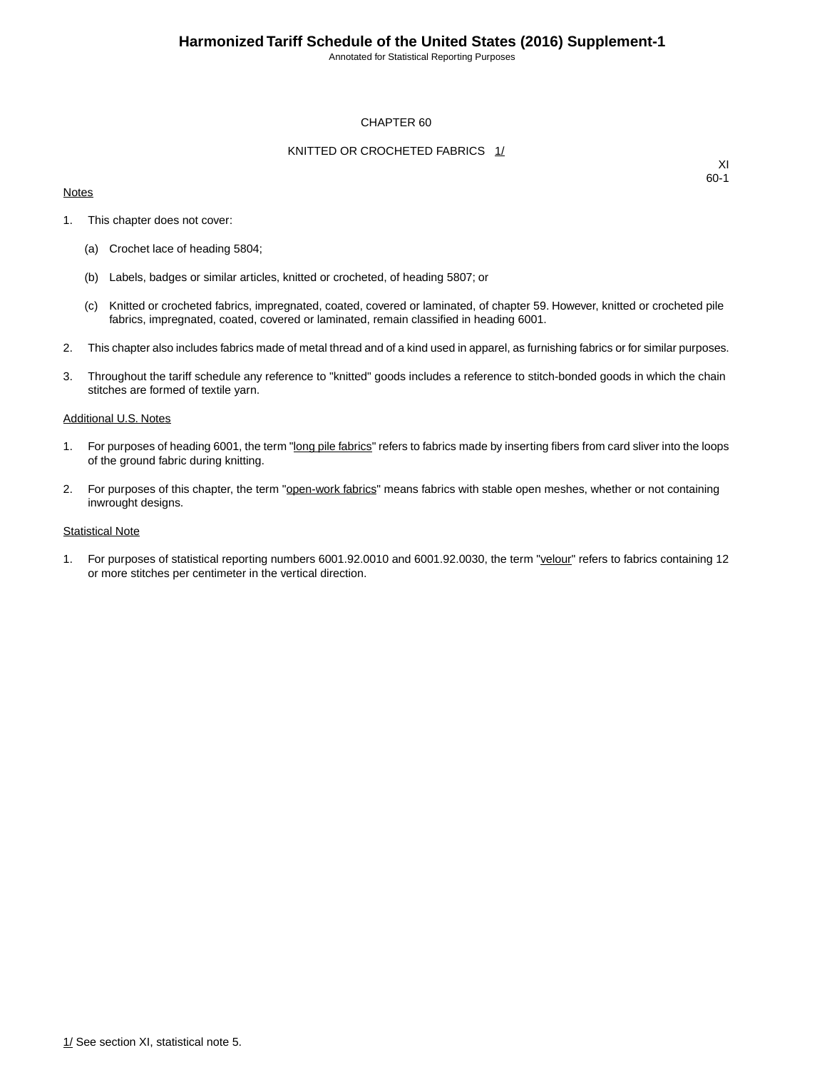# CHAPTER 60

## KNITTED OR CROCHETED FABRICS 1/

XI
60-1

Notes

1. This chapter does not cover:

   (a) Crochet lace of heading 5804;

   (b) Labels, badges or similar articles, knitted or crocheted, of heading 5807; or

   (c) Knitted or crocheted fabrics, impregnated, coated, covered or laminated, of chapter 59. However, knitted or crocheted pile fabrics, impregnated, coated, covered or laminated, remain classified in heading 6001.

2. This chapter also includes fabrics made of metal thread and of a kind used in apparel, as furnishing fabrics or for similar purposes.

3. Throughout the tariff schedule any reference to "knitted" goods includes a reference to stitch-bonded goods in which the chain stitches are formed of textile yarn.

Additional U.S. Notes

1. For purposes of heading 6001, the term "long pile fabrics" refers to fabrics made by inserting fibers from card sliver into the loops of the ground fabric during knitting.

2. For purposes of this chapter, the term "open-work fabrics" means fabrics with stable open meshes, whether or not containing inwrought designs.

Statistical Note

1. For purposes of statistical reporting numbers 6001.92.0010 and 6001.92.0030, the term "velour" refers to fabrics containing 12 or more stitches per centimeter in the vertical direction.

1/ See section XI, statistical note 5.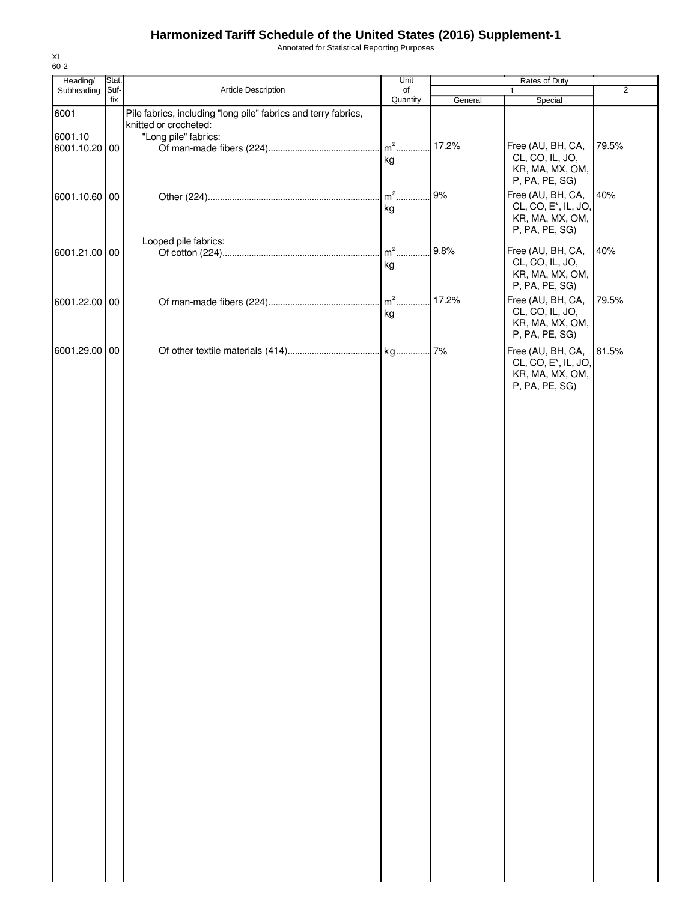# Harmonized Tariff Schedule of the United States (2016) Supplement-1

Annotated for Statistical Reporting Purposes

XI
60-2

| Heading/ Subheading | Stat. Suf- fix | Article Description | Unit of Quantity | Rates of Duty | | |
|---|---|---|---|---|---|---|
| | | | | 1 | | 2 |
| | | | | General | Special | |
| 6001 | | Pile fabrics, including "long pile" fabrics and terry fabrics, knitted or crocheted: | | | | |
| 6001.10 | | "Long pile" fabrics: | | | | |
| 6001.10.20 | 00 | Of man-made fibers (224) | $m^2$ kg | 17.2% | Free (AU, BH, CA, CL, CO, IL, JO, KR, MA, MX, OM, P, PA, PE, SG) | 79.5% |
| 6001.10.60 | 00 | Other (224) | $m^2$ kg | 9% | Free (AU, BH, CA, CL, CO, E*, IL, JO, KR, MA, MX, OM, P, PA, PE, SG) | 40% |
| | | Looped pile fabrics: | | | | |
| 6001.21.00 | 00 | Of cotton (224) | $m^2$ kg | 9.8% | Free (AU, BH, CA, CL, CO, IL, JO, KR, MA, MX, OM, P, PA, PE, SG) | 40% |
| 6001.22.00 | 00 | Of man-made fibers (224) | $m^2$ kg | 17.2% | Free (AU, BH, CA, CL, CO, IL, JO, KR, MA, MX, OM, P, PA, PE, SG) | 79.5% |
| 6001.29.00 | 00 | Of other textile materials (414) | kg | 7% | Free (AU, BH, CA, CL, CO, E*, IL, JO, KR, MA, MX, OM, P, PA, PE, SG) | 61.5% |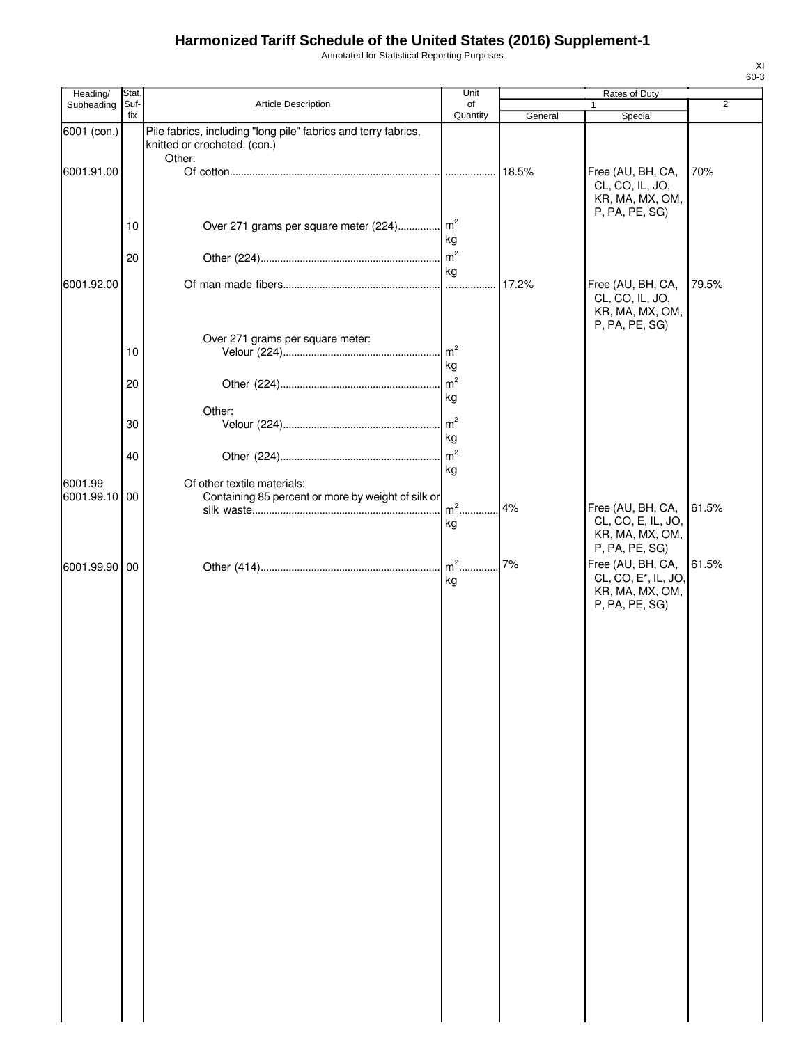# Harmonized Tariff Schedule of the United States (2016) Supplement-1

Annotated for Statistical Reporting Purposes

| Heading/ Subheading | Stat. Suf- fix | Article Description | Unit of Quantity | Rates of Duty 1 General | Rates of Duty 1 Special | Rates of Duty 2 |
|---|---|---|---|---|---|---|
| 6001 (con.) | | Pile fabrics, including "long pile" fabrics and terry fabrics, knitted or crocheted: (con.) | | | | |
| | | Other: | | | | |
| 6001.91.00 | | Of cotton | | 18.5% | Free (AU, BH, CA, CL, CO, IL, JO, KR, MA, MX, OM, P, PA, PE, SG) | 70% |
| | 10 | Over 271 grams per square meter (224) | $m^2$ kg | | | |
| | 20 | Other (224) | $m^2$ kg | | | |
| 6001.92.00 | | Of man-made fibers | | 17.2% | Free (AU, BH, CA, CL, CO, IL, JO, KR, MA, MX, OM, P, PA, PE, SG) | 79.5% |
| | | Over 271 grams per square meter: | | | | |
| | 10 | Velour (224) | $m^2$ kg | | | |
| | 20 | Other (224) | $m^2$ kg | | | |
| | | Other: | | | | |
| | 30 | Velour (224) | $m^2$ kg | | | |
| | 40 | Other (224) | $m^2$ kg | | | |
| 6001.99 | | Of other textile materials: | | | | |
| 6001.99.10 | 00 | Containing 85 percent or more by weight of silk or silk waste | $m^2$ kg | 4% | Free (AU, BH, CA, CL, CO, E, IL, JO, KR, MA, MX, OM, P, PA, PE, SG) | 61.5% |
| 6001.99.90 | 00 | Other (414) | $m^2$ kg | 7% | Free (AU, BH, CA, CL, CO, E*, IL, JO, KR, MA, MX, OM, P, PA, PE, SG) | 61.5% |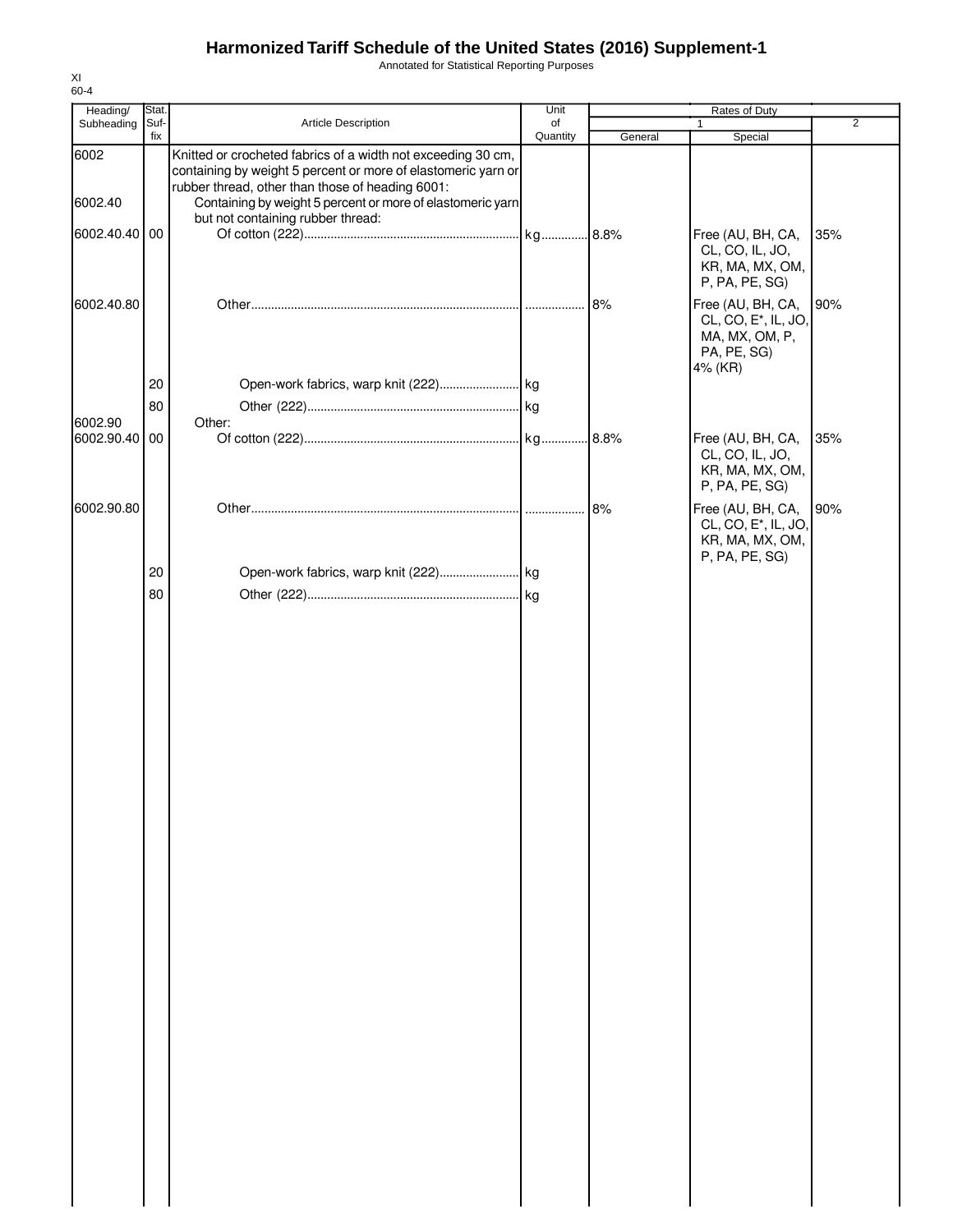# Harmonized Tariff Schedule of the United States (2016) Supplement-1

Annotated for Statistical Reporting Purposes

XI
60-4

| Heading/ Subheading | Stat. Suf-fix | Article Description | Unit of Quantity | Rates of Duty | | |
|---|---|---|---|---|---|---|
| | | | | 1 | | 2 |
| | | | | General | Special | |
| 6002 | | Knitted or crocheted fabrics of a width not exceeding 30 cm, containing by weight 5 percent or more of elastomeric yarn or rubber thread, other than those of heading 6001: | | | | |
| 6002.40 | | Containing by weight 5 percent or more of elastomeric yarn but not containing rubber thread: | | | | |
| 6002.40.40 | 00 | Of cotton (222) | kg | 8.8% | Free (AU, BH, CA, CL, CO, IL, JO, KR, MA, MX, OM, P, PA, PE, SG) | 35% |
| 6002.40.80 | | Other | | 8% | Free (AU, BH, CA, CL, CO, E*, IL, JO, MA, MX, OM, P, PA, PE, SG) 4% (KR) | 90% |
| | 20 | Open-work fabrics, warp knit (222) | kg | | | |
| | 80 | Other (222) | kg | | | |
| 6002.90 | | Other: | | | | |
| 6002.90.40 | 00 | Of cotton (222) | kg | 8.8% | Free (AU, BH, CA, CL, CO, IL, JO, KR, MA, MX, OM, P, PA, PE, SG) | 35% |
| 6002.90.80 | | Other | | 8% | Free (AU, BH, CA, CL, CO, E*, IL, JO, KR, MA, MX, OM, P, PA, PE, SG) | 90% |
| | 20 | Open-work fabrics, warp knit (222) | kg | | | |
| | 80 | Other (222) | kg | | | |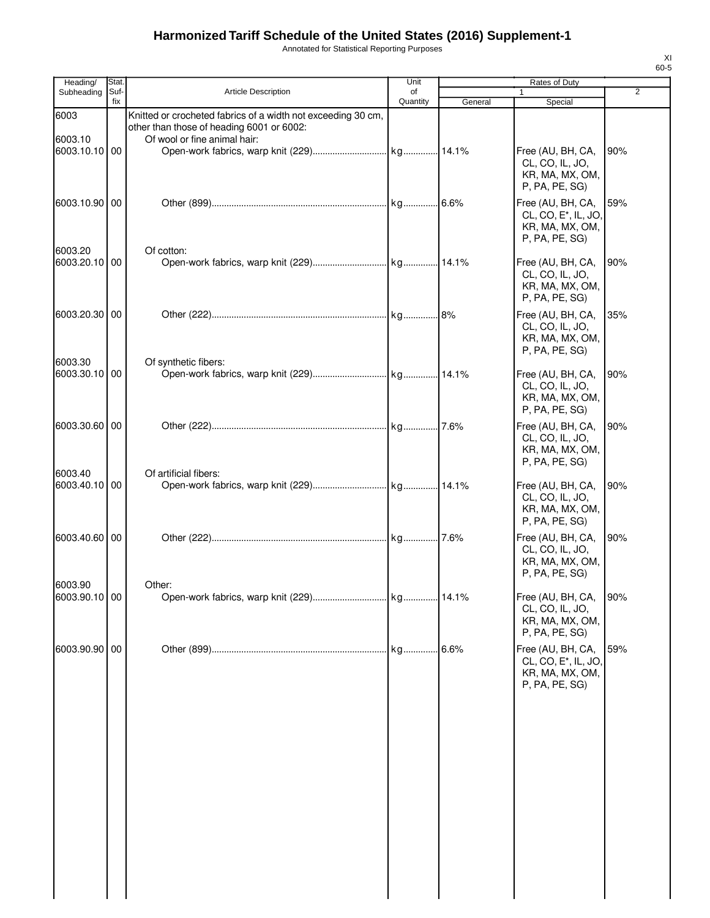# Harmonized Tariff Schedule of the United States (2016) Supplement-1

Annotated for Statistical Reporting Purposes

| Heading/ Subheading | Stat. Suf- fix | Article Description | Unit of Quantity | Rates of Duty 1 General | Special | 2 |
|---|---|---|---|---|---|---|
| 6003 | | Knitted or crocheted fabrics of a width not exceeding 30 cm, other than those of heading 6001 or 6002: | | | | |
| 6003.10 | | Of wool or fine animal hair: | | | | |
| 6003.10.10 | 00 | Open-work fabrics, warp knit (229) | kg | 14.1% | Free (AU, BH, CA, CL, CO, IL, JO, KR, MA, MX, OM, P, PA, PE, SG) | 90% |
| 6003.10.90 | 00 | Other (899) | kg | 6.6% | Free (AU, BH, CA, CL, CO, E*, IL, JO, KR, MA, MX, OM, P, PA, PE, SG) | 59% |
| 6003.20 | | Of cotton: | | | | |
| 6003.20.10 | 00 | Open-work fabrics, warp knit (229) | kg | 14.1% | Free (AU, BH, CA, CL, CO, IL, JO, KR, MA, MX, OM, P, PA, PE, SG) | 90% |
| 6003.20.30 | 00 | Other (222) | kg | 8% | Free (AU, BH, CA, CL, CO, IL, JO, KR, MA, MX, OM, P, PA, PE, SG) | 35% |
| 6003.30 | | Of synthetic fibers: | | | | |
| 6003.30.10 | 00 | Open-work fabrics, warp knit (229) | kg | 14.1% | Free (AU, BH, CA, CL, CO, IL, JO, KR, MA, MX, OM, P, PA, PE, SG) | 90% |
| 6003.30.60 | 00 | Other (222) | kg | 7.6% | Free (AU, BH, CA, CL, CO, IL, JO, KR, MA, MX, OM, P, PA, PE, SG) | 90% |
| 6003.40 | | Of artificial fibers: | | | | |
| 6003.40.10 | 00 | Open-work fabrics, warp knit (229) | kg | 14.1% | Free (AU, BH, CA, CL, CO, IL, JO, KR, MA, MX, OM, P, PA, PE, SG) | 90% |
| 6003.40.60 | 00 | Other (222) | kg | 7.6% | Free (AU, BH, CA, CL, CO, IL, JO, KR, MA, MX, OM, P, PA, PE, SG) | 90% |
| 6003.90 | | Other: | | | | |
| 6003.90.10 | 00 | Open-work fabrics, warp knit (229) | kg | 14.1% | Free (AU, BH, CA, CL, CO, IL, JO, KR, MA, MX, OM, P, PA, PE, SG) | 90% |
| 6003.90.90 | 00 | Other (899) | kg | 6.6% | Free (AU, BH, CA, CL, CO, E*, IL, JO, KR, MA, MX, OM, P, PA, PE, SG) | 59% |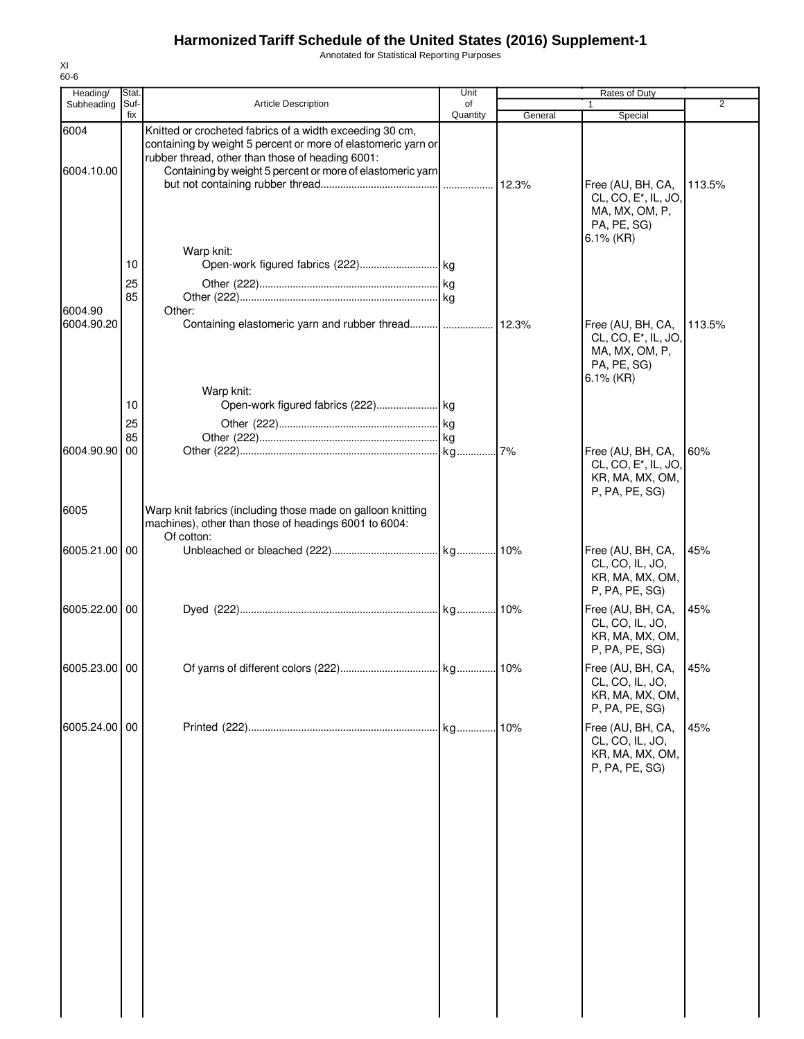# Harmonized Tariff Schedule of the United States (2016) Supplement-1

Annotated for Statistical Reporting Purposes

XI
60-6

| Heading/ Subheading | Stat. Suf- fix | Article Description | Unit of Quantity | Rates of Duty 1 General | Special | 2 |
|---|---|---|---|---|---|---|
| 6004 | | Knitted or crocheted fabrics of a width exceeding 30 cm, containing by weight 5 percent or more of elastomeric yarn or rubber thread, other than those of heading 6001: | | | | |
| 6004.10.00 | | Containing by weight 5 percent or more of elastomeric yarn but not containing rubber thread | | 12.3% | Free (AU, BH, CA, CL, CO, E*, IL, JO, MA, MX, OM, P, PA, PE, SG) 6.1% (KR) | 113.5% |
| | | Warp knit: | | | | |
| | 10 | Open-work figured fabrics (222) | kg | | | |
| | 25 | Other (222) | kg | | | |
| | 85 | Other (222) | kg | | | |
| 6004.90 | | Other: | | | | |
| 6004.90.20 | | Containing elastomeric yarn and rubber thread | | 12.3% | Free (AU, BH, CA, CL, CO, E*, IL, JO, MA, MX, OM, P, PA, PE, SG) 6.1% (KR) | 113.5% |
| | | Warp knit: | | | | |
| | 10 | Open-work figured fabrics (222) | kg | | | |
| | 25 | Other (222) | kg | | | |
| | 85 | Other (222) | kg | | | |
| 6004.90.90 | 00 | Other (222) | kg | 7% | Free (AU, BH, CA, CL, CO, E*, IL, JO, KR, MA, MX, OM, P, PA, PE, SG) | 60% |
| 6005 | | Warp knit fabrics (including those made on galloon knitting machines), other than those of headings 6001 to 6004: | | | | |
| | | Of cotton: | | | | |
| 6005.21.00 | 00 | Unbleached or bleached (222) | kg | 10% | Free (AU, BH, CA, CL, CO, IL, JO, KR, MA, MX, OM, P, PA, PE, SG) | 45% |
| 6005.22.00 | 00 | Dyed (222) | kg | 10% | Free (AU, BH, CA, CL, CO, IL, JO, KR, MA, MX, OM, P, PA, PE, SG) | 45% |
| 6005.23.00 | 00 | Of yarns of different colors (222) | kg | 10% | Free (AU, BH, CA, CL, CO, IL, JO, KR, MA, MX, OM, P, PA, PE, SG) | 45% |
| 6005.24.00 | 00 | Printed (222) | kg | 10% | Free (AU, BH, CA, CL, CO, IL, JO, KR, MA, MX, OM, P, PA, PE, SG) | 45% |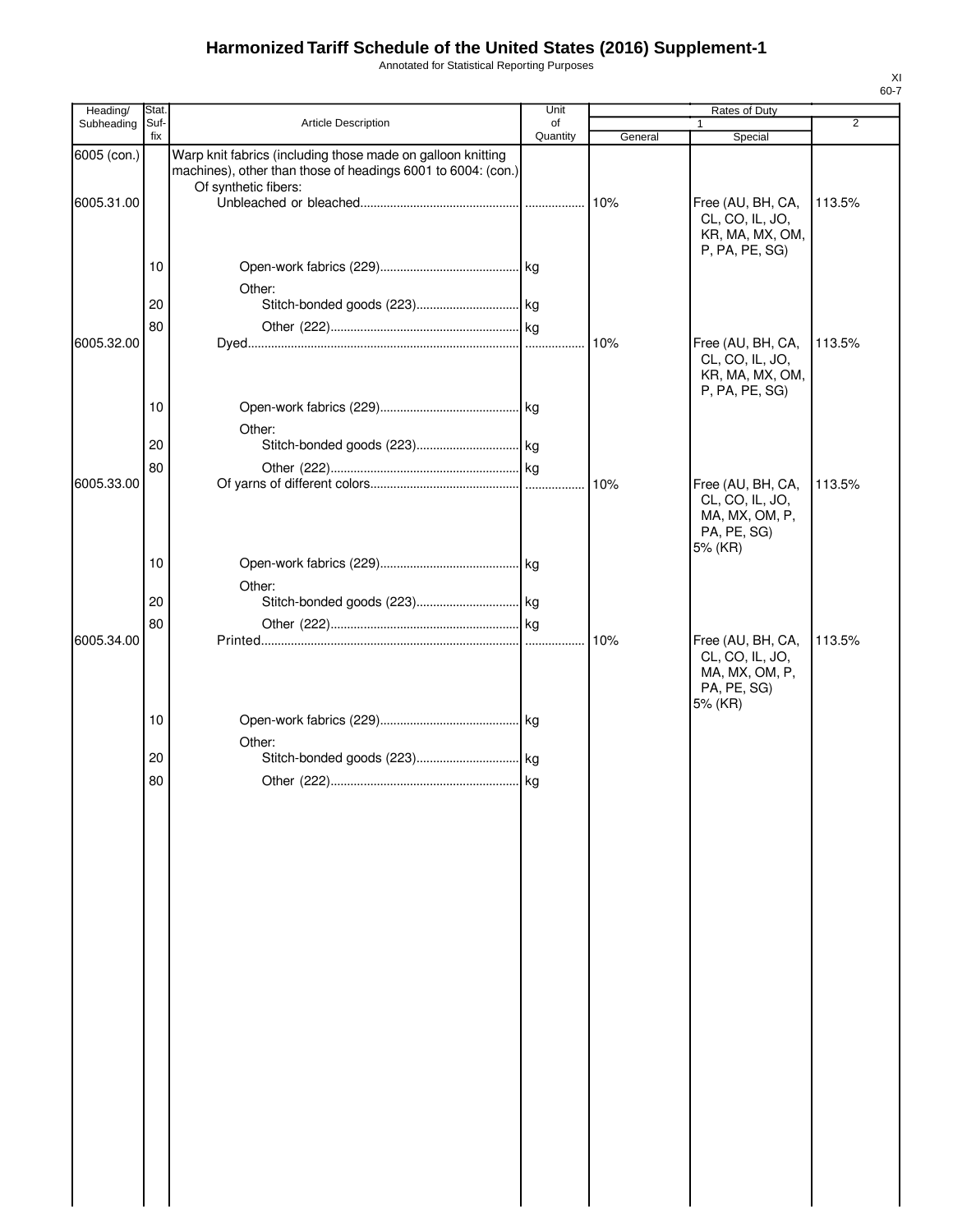# Harmonized Tariff Schedule of the United States (2016) Supplement-1

Annotated for Statistical Reporting Purposes

| Heading/ Subheading | Stat. Suf- fix | Article Description | Unit of Quantity | Rates of Duty 1 General | Rates of Duty 1 Special | Rates of Duty 2 |
|---|---|---|---|---|---|---|
| 6005 (con.) | | Warp knit fabrics (including those made on galloon knitting machines), other than those of headings 6001 to 6004: (con.) | | | | |
| | | Of synthetic fibers: | | | | |
| 6005.31.00 | | Unbleached or bleached | | 10% | Free (AU, BH, CA, CL, CO, IL, JO, KR, MA, MX, OM, P, PA, PE, SG) | 113.5% |
| | 10 | Open-work fabrics (229) | kg | | | |
| | | Other: | | | | |
| | 20 | Stitch-bonded goods (223) | kg | | | |
| | 80 | Other (222) | kg | | | |
| 6005.32.00 | | Dyed | | 10% | Free (AU, BH, CA, CL, CO, IL, JO, KR, MA, MX, OM, P, PA, PE, SG) | 113.5% |
| | 10 | Open-work fabrics (229) | kg | | | |
| | | Other: | | | | |
| | 20 | Stitch-bonded goods (223) | kg | | | |
| | 80 | Other (222) | kg | | | |
| 6005.33.00 | | Of yarns of different colors | | 10% | Free (AU, BH, CA, CL, CO, IL, JO, MA, MX, OM, P, PA, PE, SG) 5% (KR) | 113.5% |
| | 10 | Open-work fabrics (229) | kg | | | |
| | | Other: | | | | |
| | 20 | Stitch-bonded goods (223) | kg | | | |
| | 80 | Other (222) | kg | | | |
| 6005.34.00 | | Printed | | 10% | Free (AU, BH, CA, CL, CO, IL, JO, MA, MX, OM, P, PA, PE, SG) 5% (KR) | 113.5% |
| | 10 | Open-work fabrics (229) | kg | | | |
| | | Other: | | | | |
| | 20 | Stitch-bonded goods (223) | kg | | | |
| | 80 | Other (222) | kg | | | |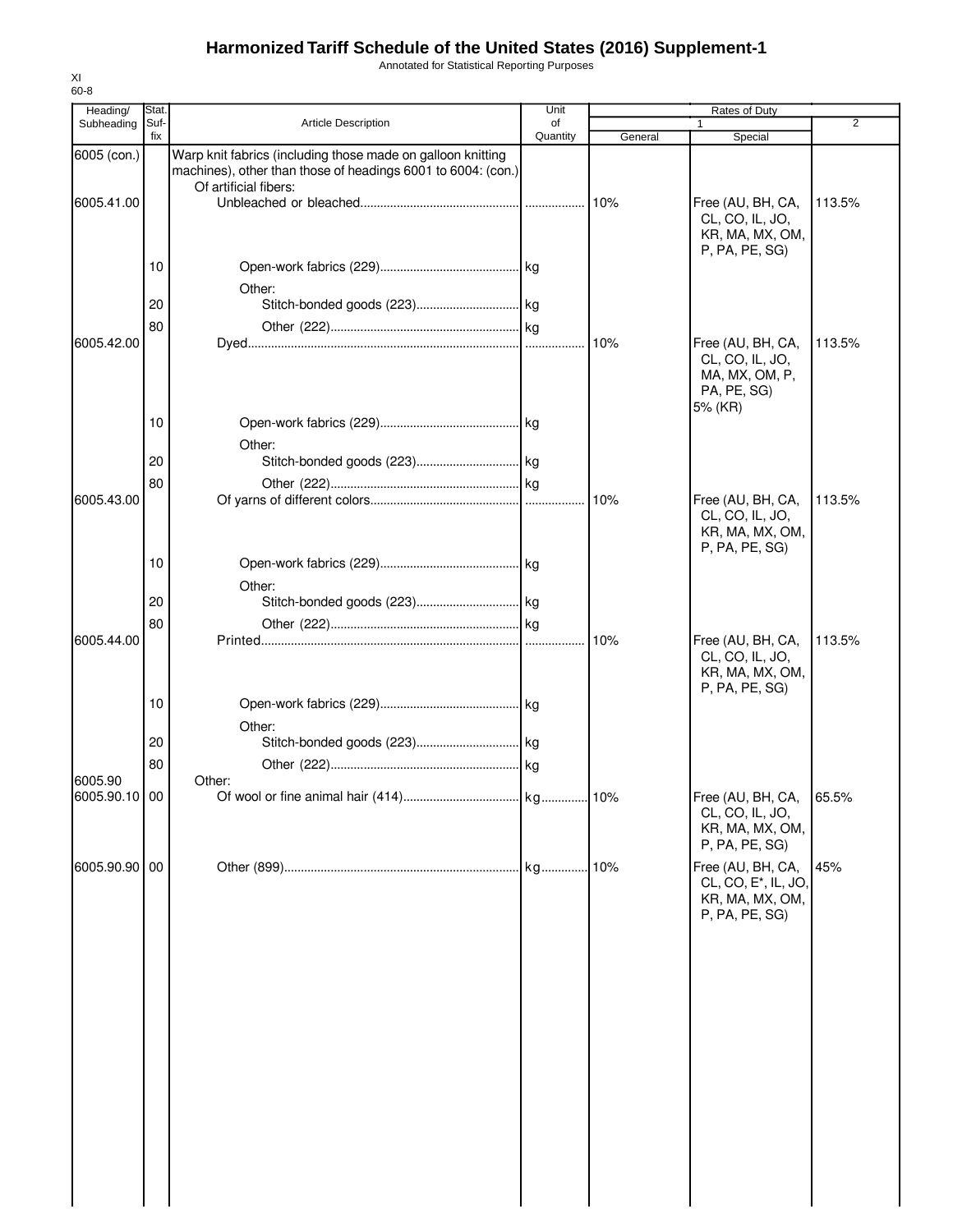# Harmonized Tariff Schedule of the United States (2016) Supplement-1

Annotated for Statistical Reporting Purposes

XI
60-8

| Heading/ Subheading | Stat. Suf-fix | Article Description | Unit of Quantity | Rates of Duty 1 General | Special | 2 |
|---|---|---|---|---|---|---|
| 6005 (con.) | | Warp knit fabrics (including those made on galloon knitting machines), other than those of headings 6001 to 6004: (con.) | | | | |
| | | Of artificial fibers: | | | | |
| 6005.41.00 | | Unbleached or bleached | | 10% | Free (AU, BH, CA, CL, CO, IL, JO, KR, MA, MX, OM, P, PA, PE, SG) | 113.5% |
| | 10 | Open-work fabrics (229) | kg | | | |
| | | Other: | | | | |
| | 20 | Stitch-bonded goods (223) | kg | | | |
| | 80 | Other (222) | kg | | | |
| 6005.42.00 | | Dyed | | 10% | Free (AU, BH, CA, CL, CO, IL, JO, MA, MX, OM, P, PA, PE, SG) 5% (KR) | 113.5% |
| | 10 | Open-work fabrics (229) | kg | | | |
| | | Other: | | | | |
| | 20 | Stitch-bonded goods (223) | kg | | | |
| | 80 | Other (222) | kg | | | |
| 6005.43.00 | | Of yarns of different colors | | 10% | Free (AU, BH, CA, CL, CO, IL, JO, KR, MA, MX, OM, P, PA, PE, SG) | 113.5% |
| | 10 | Open-work fabrics (229) | kg | | | |
| | | Other: | | | | |
| | 20 | Stitch-bonded goods (223) | kg | | | |
| | 80 | Other (222) | kg | | | |
| 6005.44.00 | | Printed | | 10% | Free (AU, BH, CA, CL, CO, IL, JO, KR, MA, MX, OM, P, PA, PE, SG) | 113.5% |
| | 10 | Open-work fabrics (229) | kg | | | |
| | | Other: | | | | |
| | 20 | Stitch-bonded goods (223) | kg | | | |
| | 80 | Other (222) | kg | | | |
| 6005.90 | | Other: | | | | |
| 6005.90.10 | 00 | Of wool or fine animal hair (414) | kg | 10% | Free (AU, BH, CA, CL, CO, IL, JO, KR, MA, MX, OM, P, PA, PE, SG) | 65.5% |
| 6005.90.90 | 00 | Other (899) | kg | 10% | Free (AU, BH, CA, CL, CO, E*, IL, JO, KR, MA, MX, OM, P, PA, PE, SG) | 45% |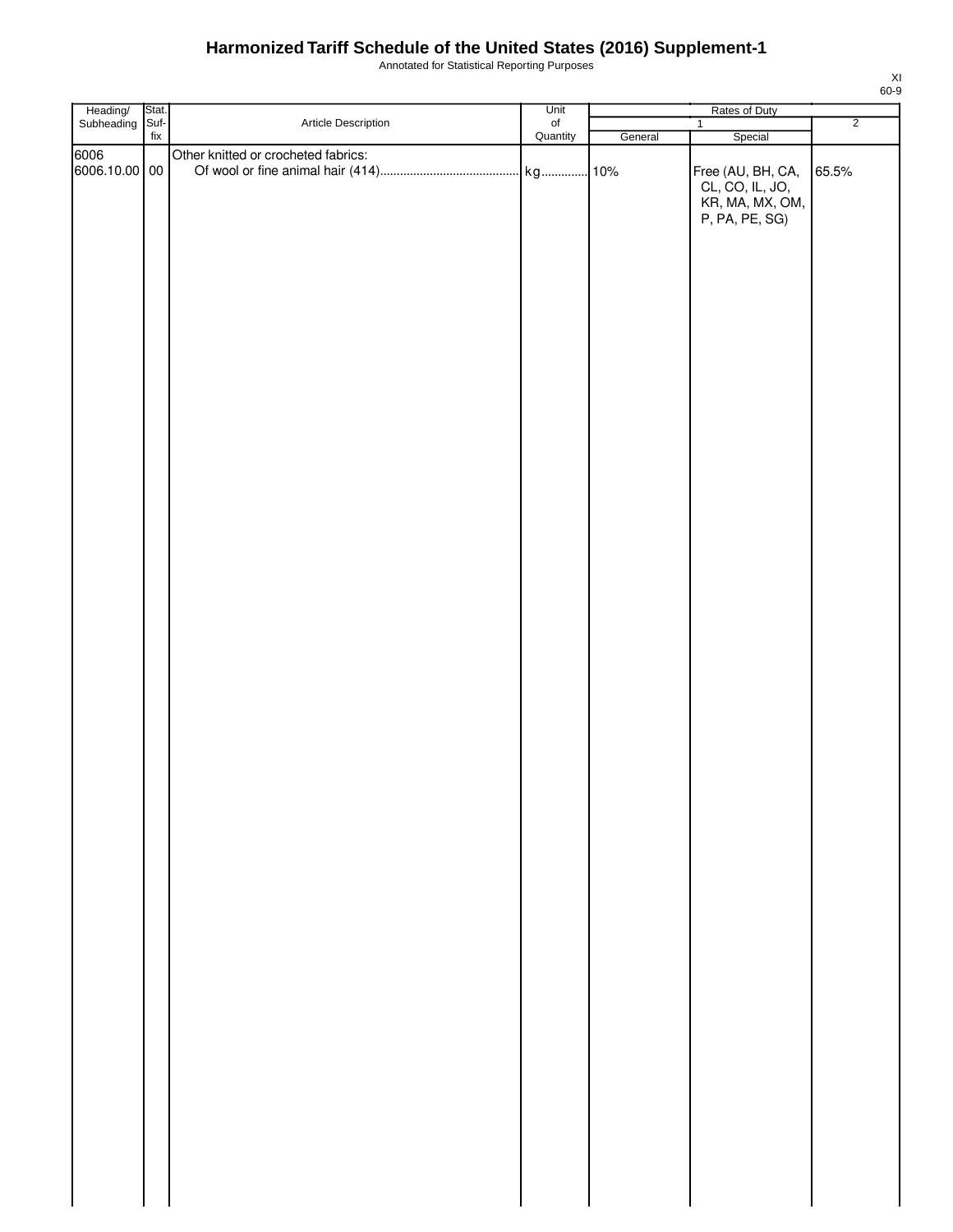# Harmonized Tariff Schedule of the United States (2016) Supplement-1

Annotated for Statistical Reporting Purposes

| Heading/ Subheading | Stat. Suf-fix | Article Description | Unit of Quantity | Rates of Duty 1 General | Rates of Duty 1 Special | Rates of Duty 2 |
|---|---|---|---|---|---|---|
| 6006 | | Other knitted or crocheted fabrics: | | | | |
| 6006.10.00 | 00 | Of wool or fine animal hair (414) | kg | 10% | Free (AU, BH, CA, CL, CO, IL, JO, KR, MA, MX, OM, P, PA, PE, SG) | 65.5% |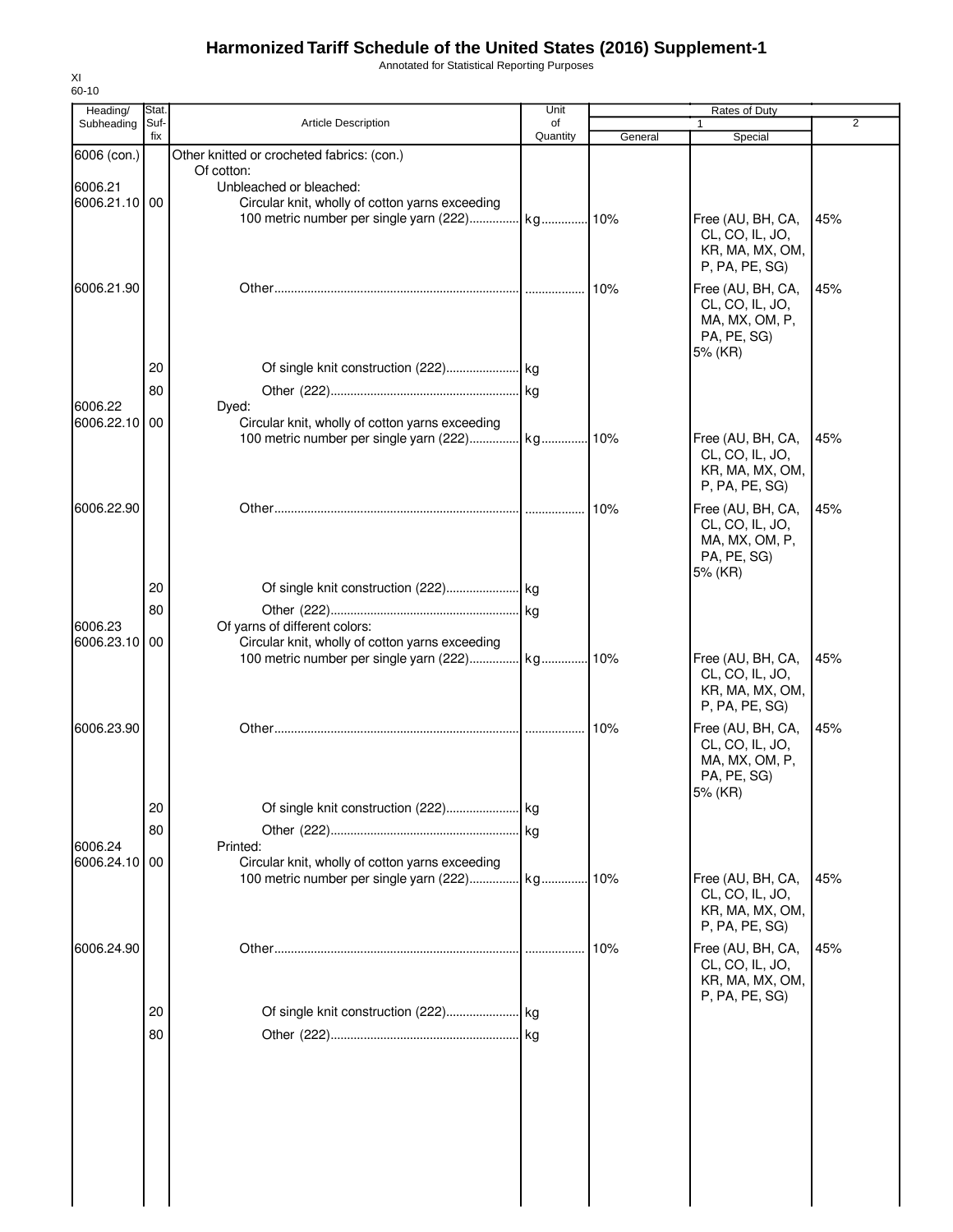# Harmonized Tariff Schedule of the United States (2016) Supplement-1

Annotated for Statistical Reporting Purposes

XI
60-10

| Heading/ Subheading | Stat. Suf- fix | Article Description | Unit of Quantity | Rates of Duty 1 General | Special | 2 |
|---|---|---|---|---|---|---|
| 6006 (con.) | | Other knitted or crocheted fabrics: (con.) | | | | |
| | | Of cotton: | | | | |
| 6006.21 | | Unbleached or bleached: | | | | |
| 6006.21.10 | 00 | Circular knit, wholly of cotton yarns exceeding 100 metric number per single yarn (222) | kg | 10% | Free (AU, BH, CA, CL, CO, IL, JO, KR, MA, MX, OM, P, PA, PE, SG) | 45% |
| 6006.21.90 | | Other | | 10% | Free (AU, BH, CA, CL, CO, IL, JO, MA, MX, OM, P, PA, PE, SG) 5% (KR) | 45% |
| | 20 | Of single knit construction (222) | kg | | | |
| | 80 | Other (222) | kg | | | |
| 6006.22 | | Dyed: | | | | |
| 6006.22.10 | 00 | Circular knit, wholly of cotton yarns exceeding 100 metric number per single yarn (222) | kg | 10% | Free (AU, BH, CA, CL, CO, IL, JO, KR, MA, MX, OM, P, PA, PE, SG) | 45% |
| 6006.22.90 | | Other | | 10% | Free (AU, BH, CA, CL, CO, IL, JO, MA, MX, OM, P, PA, PE, SG) 5% (KR) | 45% |
| | 20 | Of single knit construction (222) | kg | | | |
| | 80 | Other (222) | kg | | | |
| 6006.23 | | Of yarns of different colors: | | | | |
| 6006.23.10 | 00 | Circular knit, wholly of cotton yarns exceeding 100 metric number per single yarn (222) | kg | 10% | Free (AU, BH, CA, CL, CO, IL, JO, KR, MA, MX, OM, P, PA, PE, SG) | 45% |
| 6006.23.90 | | Other | | 10% | Free (AU, BH, CA, CL, CO, IL, JO, MA, MX, OM, P, PA, PE, SG) 5% (KR) | 45% |
| | 20 | Of single knit construction (222) | kg | | | |
| | 80 | Other (222) | kg | | | |
| 6006.24 | | Printed: | | | | |
| 6006.24.10 | 00 | Circular knit, wholly of cotton yarns exceeding 100 metric number per single yarn (222) | kg | 10% | Free (AU, BH, CA, CL, CO, IL, JO, KR, MA, MX, OM, P, PA, PE, SG) | 45% |
| 6006.24.90 | | Other | | 10% | Free (AU, BH, CA, CL, CO, IL, JO, KR, MA, MX, OM, P, PA, PE, SG) | 45% |
| | 20 | Of single knit construction (222) | kg | | | |
| | 80 | Other (222) | kg | | | |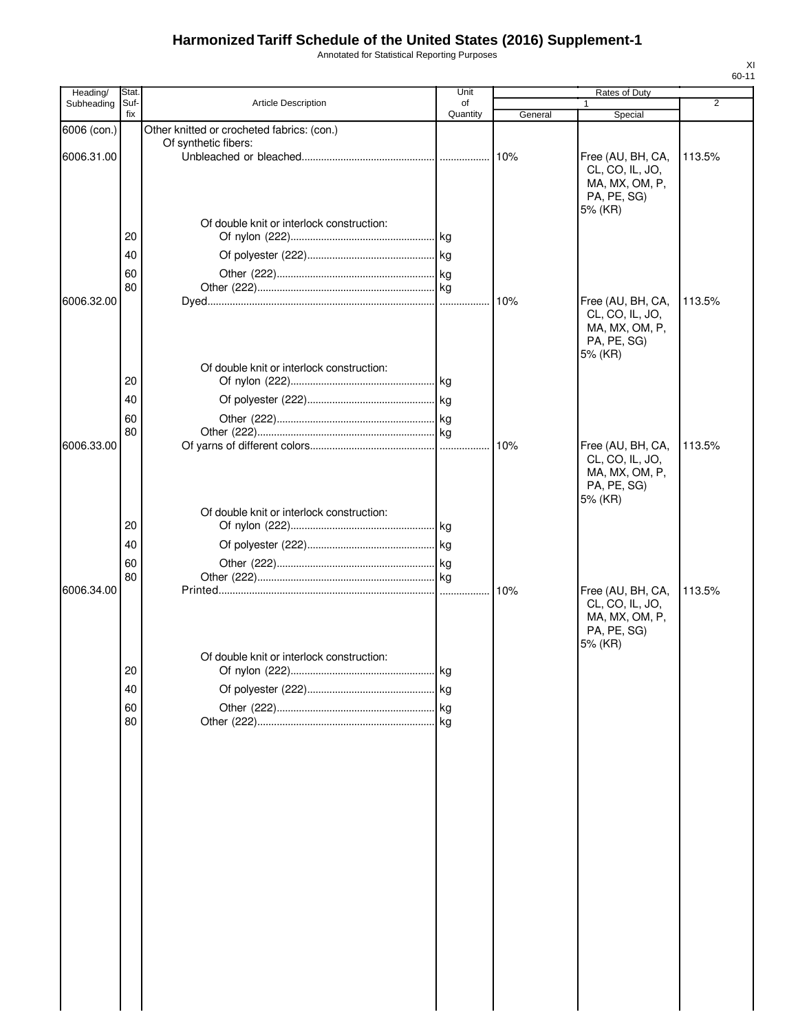# Harmonized Tariff Schedule of the United States (2016) Supplement-1

Annotated for Statistical Reporting Purposes

XI
60-11

| Heading/ Subheading | Stat. Suf- fix | Article Description | Unit of Quantity | Rates of Duty 1 General | Special | 2 |
|---|---|---|---|---|---|---|
| 6006 (con.) | | Other knitted or crocheted fabrics: (con.) | | | | |
| | | Of synthetic fibers: | | | | |
| 6006.31.00 | | Unbleached or bleached | | 10% | Free (AU, BH, CA, CL, CO, IL, JO, MA, MX, OM, P, PA, PE, SG) 5% (KR) | 113.5% |
| | | Of double knit or interlock construction: | | | | |
| | 20 | Of nylon (222) | kg | | | |
| | 40 | Of polyester (222) | kg | | | |
| | 60 | Other (222) | kg | | | |
| | 80 | Other (222) | kg | | | |
| 6006.32.00 | | Dyed | | 10% | Free (AU, BH, CA, CL, CO, IL, JO, MA, MX, OM, P, PA, PE, SG) 5% (KR) | 113.5% |
| | | Of double knit or interlock construction: | | | | |
| | 20 | Of nylon (222) | kg | | | |
| | 40 | Of polyester (222) | kg | | | |
| | 60 | Other (222) | kg | | | |
| | 80 | Other (222) | kg | | | |
| 6006.33.00 | | Of yarns of different colors | | 10% | Free (AU, BH, CA, CL, CO, IL, JO, MA, MX, OM, P, PA, PE, SG) 5% (KR) | 113.5% |
| | | Of double knit or interlock construction: | | | | |
| | 20 | Of nylon (222) | kg | | | |
| | 40 | Of polyester (222) | kg | | | |
| | 60 | Other (222) | kg | | | |
| | 80 | Other (222) | kg | | | |
| 6006.34.00 | | Printed | | 10% | Free (AU, BH, CA, CL, CO, IL, JO, MA, MX, OM, P, PA, PE, SG) 5% (KR) | 113.5% |
| | | Of double knit or interlock construction: | | | | |
| | 20 | Of nylon (222) | kg | | | |
| | 40 | Of polyester (222) | kg | | | |
| | 60 | Other (222) | kg | | | |
| | 80 | Other (222) | kg | | | |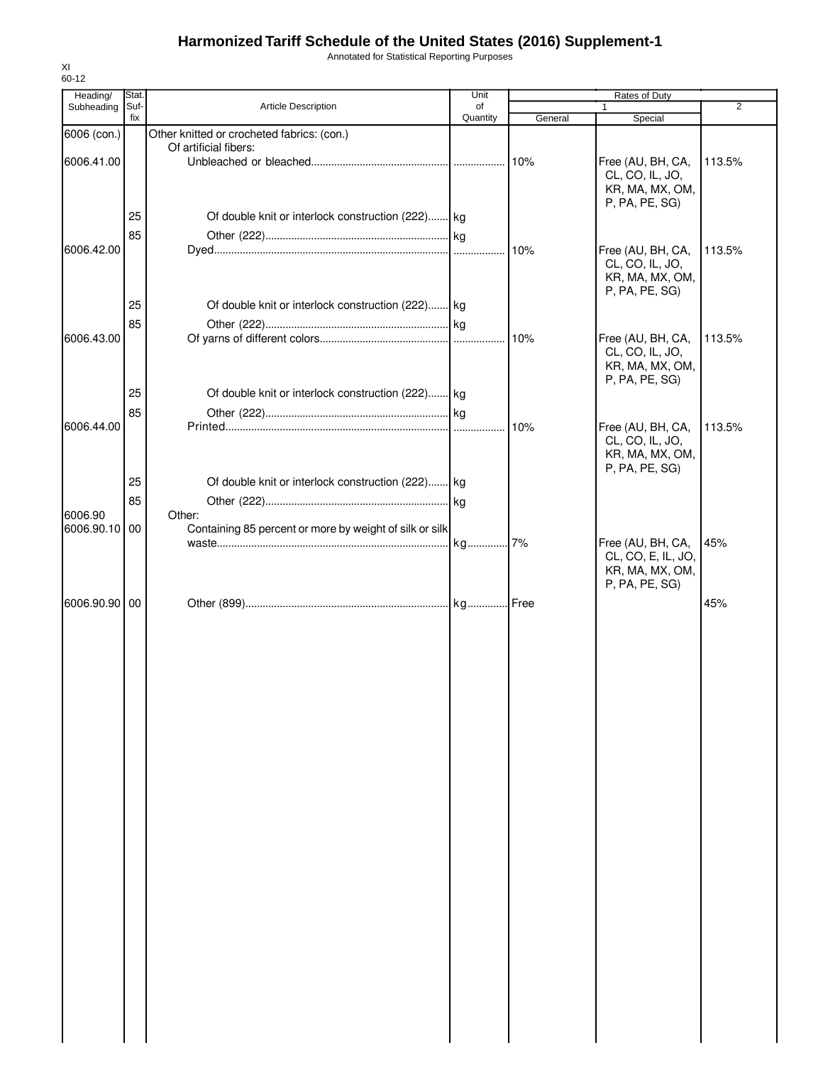# Harmonized Tariff Schedule of the United States (2016) Supplement-1

Annotated for Statistical Reporting Purposes

XI
60-12

| Heading/ Subheading | Stat. Suf- fix | Article Description | Unit of Quantity | Rates of Duty 1 General | Special | 2 |
|---|---|---|---|---|---|---|
| 6006 (con.) | | Other knitted or crocheted fabrics: (con.) | | | | |
| | | Of artificial fibers: | | | | |
| 6006.41.00 | | Unbleached or bleached | | 10% | Free (AU, BH, CA, CL, CO, IL, JO, KR, MA, MX, OM, P, PA, PE, SG) | 113.5% |
| | 25 | Of double knit or interlock construction (222) | kg | | | |
| | 85 | Other (222) | kg | | | |
| 6006.42.00 | | Dyed | | 10% | Free (AU, BH, CA, CL, CO, IL, JO, KR, MA, MX, OM, P, PA, PE, SG) | 113.5% |
| | 25 | Of double knit or interlock construction (222) | kg | | | |
| | 85 | Other (222) | kg | | | |
| 6006.43.00 | | Of yarns of different colors | | 10% | Free (AU, BH, CA, CL, CO, IL, JO, KR, MA, MX, OM, P, PA, PE, SG) | 113.5% |
| | 25 | Of double knit or interlock construction (222) | kg | | | |
| | 85 | Other (222) | kg | | | |
| 6006.44.00 | | Printed | | 10% | Free (AU, BH, CA, CL, CO, IL, JO, KR, MA, MX, OM, P, PA, PE, SG) | 113.5% |
| | 25 | Of double knit or interlock construction (222) | kg | | | |
| | 85 | Other (222) | kg | | | |
| 6006.90 | | Other: | | | | |
| 6006.90.10 | 00 | Containing 85 percent or more by weight of silk or silk waste | kg | 7% | Free (AU, BH, CA, CL, CO, E, IL, JO, KR, MA, MX, OM, P, PA, PE, SG) | 45% |
| 6006.90.90 | 00 | Other (899) | kg | Free | | 45% |